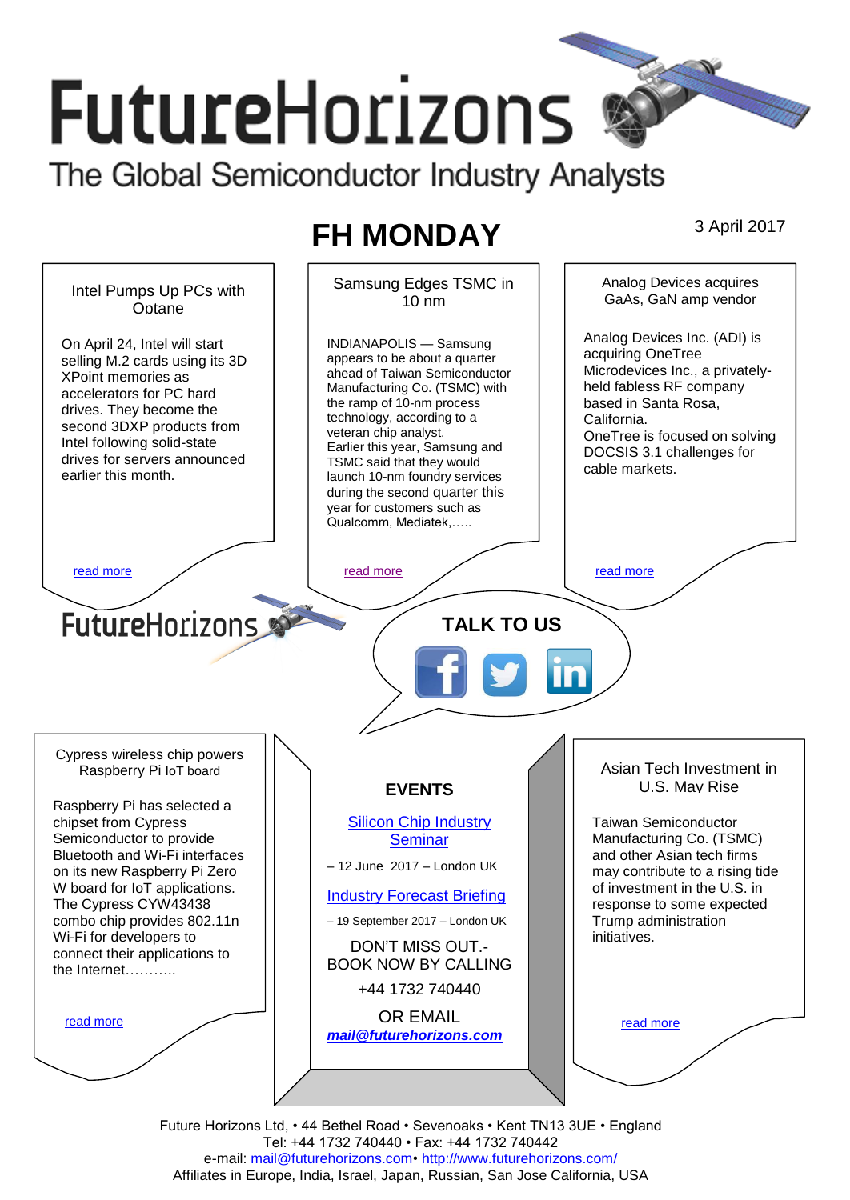# FutureHorizons

The Global Semiconductor Industry Analysts

## FH MONDAY

3 April 2017

### Intel Pumps Up PCs with Optane

On April 24, Intel will start selling M.2 cards using its 3D XPoint memories as accelerators for PC hard drives. They become the second 3DXP products from Intel following solid-state drives for servers announced earlier this month.

read more

### Samsung Edges TSMC in 10 nm

INDIANAPOLIS — Samsung appears to be about a quarter ahead of Taiwan Semiconductor Manufacturing Co. (TSMC) with the ramp of 10-nm process technology, according to a veteran chip analyst.
Earlier this year, Samsung and TSMC said that they would launch 10-nm foundry services during the second quarter this year for customers such as Qualcomm, Mediatek,…..

read more

### Analog Devices acquires GaAs, GaN amp vendor

Analog Devices Inc. (ADI) is acquiring OneTree Microdevices Inc., a privately-held fabless RF company based in Santa Rosa, California.
OneTree is focused on solving DOCSIS 3.1 challenges for cable markets.

read more

FutureHorizons

**TALK TO US**

### Cypress wireless chip powers Raspberry Pi IoT board

Raspberry Pi has selected a chipset from Cypress Semiconductor to provide Bluetooth and Wi-Fi interfaces on its new Raspberry Pi Zero W board for IoT applications. The Cypress CYW43438 combo chip provides 802.11n Wi-Fi for developers to connect their applications to the Internet………..

read more

### EVENTS

Silicon Chip Industry Seminar

– 12 June 2017 – London UK

Industry Forecast Briefing

– 19 September 2017 – London UK

DON'T MISS OUT.- BOOK NOW BY CALLING

+44 1732 740440

OR EMAIL

***mail@futurehorizons.com***

### Asian Tech Investment in U.S. May Rise

Taiwan Semiconductor Manufacturing Co. (TSMC) and other Asian tech firms may contribute to a rising tide of investment in the U.S. in response to some expected Trump administration initiatives.

read more

Future Horizons Ltd, • 44 Bethel Road • Sevenoaks • Kent TN13 3UE • England
Tel: +44 1732 740440 • Fax: +44 1732 740442
e-mail: mail@futurehorizons.com• http://www.futurehorizons.com/
Affiliates in Europe, India, Israel, Japan, Russian, San Jose California, USA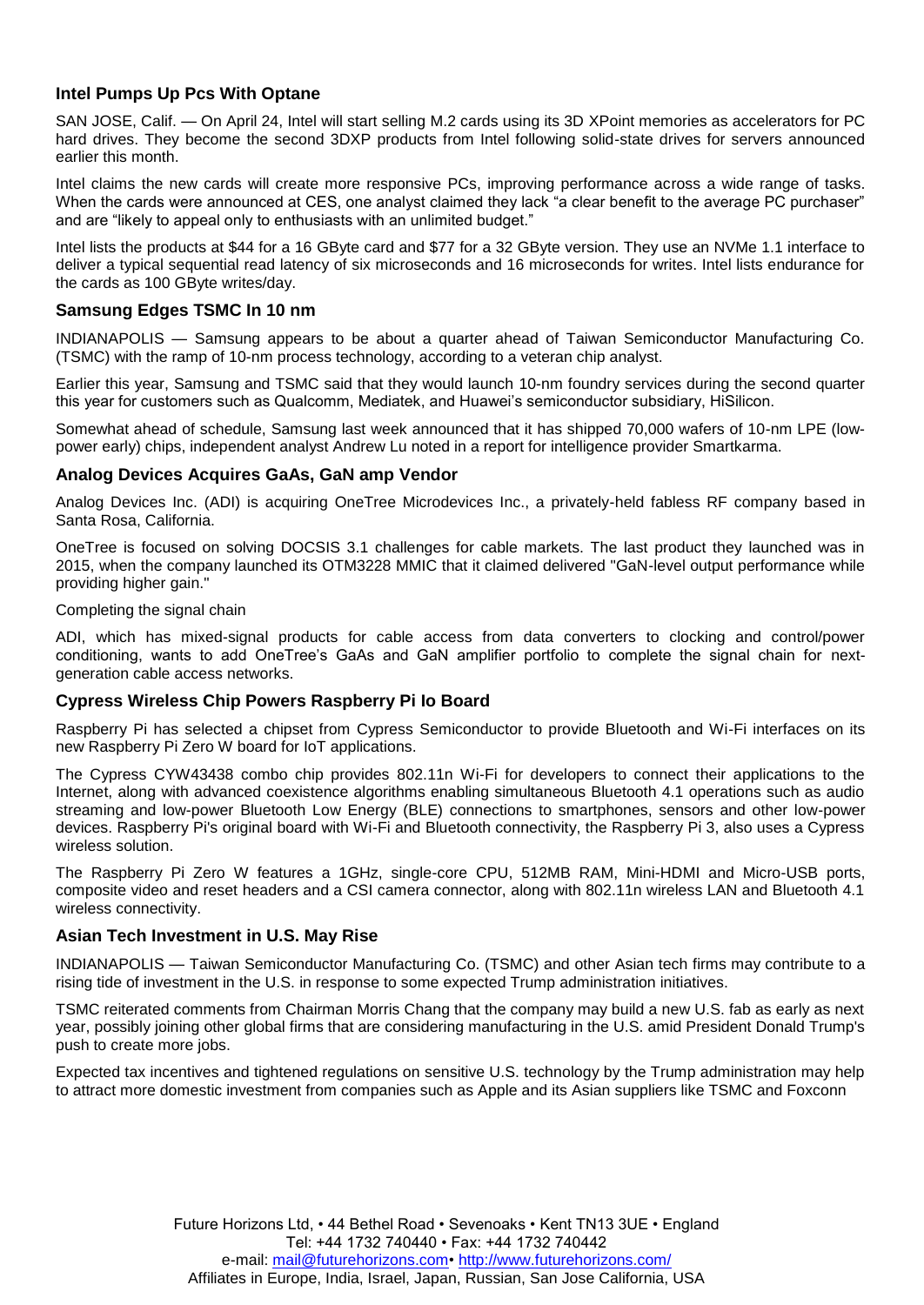### Intel Pumps Up Pcs With Optane

SAN JOSE, Calif. — On April 24, Intel will start selling M.2 cards using its 3D XPoint memories as accelerators for PC hard drives. They become the second 3DXP products from Intel following solid-state drives for servers announced earlier this month.

Intel claims the new cards will create more responsive PCs, improving performance across a wide range of tasks. When the cards were announced at CES, one analyst claimed they lack "a clear benefit to the average PC purchaser" and are "likely to appeal only to enthusiasts with an unlimited budget."

Intel lists the products at $44 for a 16 GByte card and $77 for a 32 GByte version. They use an NVMe 1.1 interface to deliver a typical sequential read latency of six microseconds and 16 microseconds for writes. Intel lists endurance for the cards as 100 GByte writes/day.

### Samsung Edges TSMC In 10 nm

INDIANAPOLIS — Samsung appears to be about a quarter ahead of Taiwan Semiconductor Manufacturing Co. (TSMC) with the ramp of 10-nm process technology, according to a veteran chip analyst.

Earlier this year, Samsung and TSMC said that they would launch 10-nm foundry services during the second quarter this year for customers such as Qualcomm, Mediatek, and Huawei's semiconductor subsidiary, HiSilicon.

Somewhat ahead of schedule, Samsung last week announced that it has shipped 70,000 wafers of 10-nm LPE (low-power early) chips, independent analyst Andrew Lu noted in a report for intelligence provider Smartkarma.

### Analog Devices Acquires GaAs, GaN amp Vendor

Analog Devices Inc. (ADI) is acquiring OneTree Microdevices Inc., a privately-held fabless RF company based in Santa Rosa, California.

OneTree is focused on solving DOCSIS 3.1 challenges for cable markets. The last product they launched was in 2015, when the company launched its OTM3228 MMIC that it claimed delivered "GaN-level output performance while providing higher gain."

Completing the signal chain

ADI, which has mixed-signal products for cable access from data converters to clocking and control/power conditioning, wants to add OneTree's GaAs and GaN amplifier portfolio to complete the signal chain for next-generation cable access networks.

### Cypress Wireless Chip Powers Raspberry Pi Io Board

Raspberry Pi has selected a chipset from Cypress Semiconductor to provide Bluetooth and Wi-Fi interfaces on its new Raspberry Pi Zero W board for IoT applications.

The Cypress CYW43438 combo chip provides 802.11n Wi-Fi for developers to connect their applications to the Internet, along with advanced coexistence algorithms enabling simultaneous Bluetooth 4.1 operations such as audio streaming and low-power Bluetooth Low Energy (BLE) connections to smartphones, sensors and other low-power devices. Raspberry Pi's original board with Wi-Fi and Bluetooth connectivity, the Raspberry Pi 3, also uses a Cypress wireless solution.

The Raspberry Pi Zero W features a 1GHz, single-core CPU, 512MB RAM, Mini-HDMI and Micro-USB ports, composite video and reset headers and a CSI camera connector, along with 802.11n wireless LAN and Bluetooth 4.1 wireless connectivity.

### Asian Tech Investment in U.S. May Rise

INDIANAPOLIS — Taiwan Semiconductor Manufacturing Co. (TSMC) and other Asian tech firms may contribute to a rising tide of investment in the U.S. in response to some expected Trump administration initiatives.

TSMC reiterated comments from Chairman Morris Chang that the company may build a new U.S. fab as early as next year, possibly joining other global firms that are considering manufacturing in the U.S. amid President Donald Trump's push to create more jobs.

Expected tax incentives and tightened regulations on sensitive U.S. technology by the Trump administration may help to attract more domestic investment from companies such as Apple and its Asian suppliers like TSMC and Foxconn